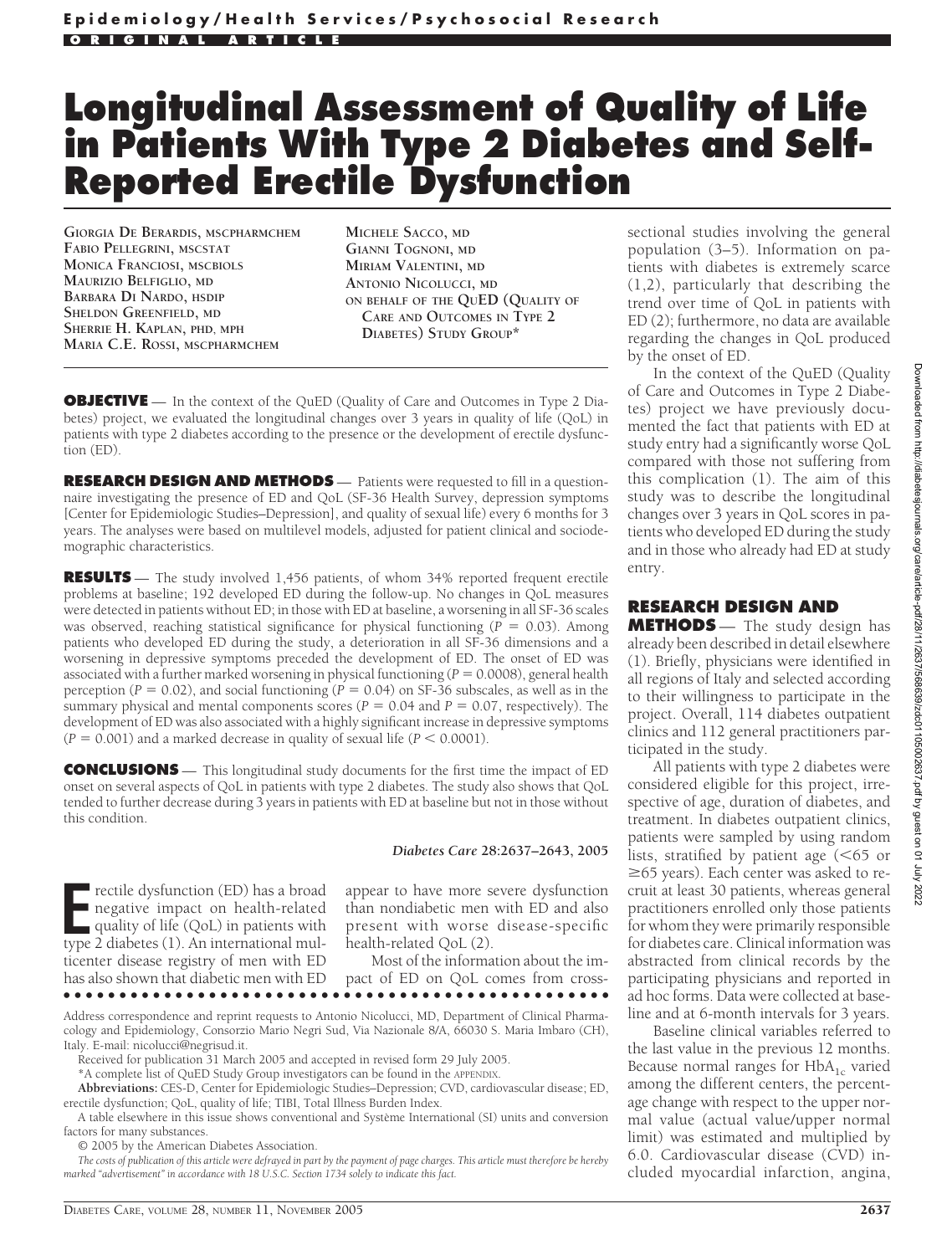# Longitudinal Assessment of Quality of Life in Patients With Type 2 Diabetes and Self-Reported Erectile Dysfunction

GIORGIA DE BERARDIS, MSCPHARMCHEM
FABIO PELLEGRINI, MSCSTAT
MONICA FRANCIOSI, MSCBIOLS
MAURIZIO BELFIGLIO, MD
BARBARA DI NARDO, HSDIP
SHELDON GREENFIELD, MD
SHERRIE H. KAPLAN, PHD, MPH
MARIA C.E. ROSSI, MSCPHARMCHEM
MICHELE SACCO, MD
GIANNI TOGNONI, MD
MIRIAM VALENTINI, MD
ANTONIO NICOLUCCI, MD
ON BEHALF OF THE QUED (QUALITY OF CARE AND OUTCOMES IN TYPE 2 DIABETES) STUDY GROUP*

**OBJECTIVE** — In the context of the QuED (Quality of Care and Outcomes in Type 2 Diabetes) project, we evaluated the longitudinal changes over 3 years in quality of life (QoL) in patients with type 2 diabetes according to the presence or the development of erectile dysfunction (ED).

**RESEARCH DESIGN AND METHODS** — Patients were requested to fill in a questionnaire investigating the presence of ED and QoL (SF-36 Health Survey, depression symptoms [Center for Epidemiologic Studies–Depression], and quality of sexual life) every 6 months for 3 years. The analyses were based on multilevel models, adjusted for patient clinical and sociodemographic characteristics.

**RESULTS** — The study involved 1,456 patients, of whom 34% reported frequent erectile problems at baseline; 192 developed ED during the follow-up. No changes in QoL measures were detected in patients without ED; in those with ED at baseline, a worsening in all SF-36 scales was observed, reaching statistical significance for physical functioning ($P = 0.03$). Among patients who developed ED during the study, a deterioration in all SF-36 dimensions and a worsening in depressive symptoms preceded the development of ED. The onset of ED was associated with a further marked worsening in physical functioning ($P = 0.0008$), general health perception ($P = 0.02$), and social functioning ($P = 0.04$) on SF-36 subscales, as well as in the summary physical and mental components scores ($P = 0.04$ and $P = 0.07$, respectively). The development of ED was also associated with a highly significant increase in depressive symptoms ($P = 0.001$) and a marked decrease in quality of sexual life ($P < 0.0001$).

**CONCLUSIONS** — This longitudinal study documents for the first time the impact of ED onset on several aspects of QoL in patients with type 2 diabetes. The study also shows that QoL tended to further decrease during 3 years in patients with ED at baseline but not in those without this condition.

*Diabetes Care* **28:2637–2643, 2005**

Erectile dysfunction (ED) has a broad negative impact on health-related quality of life (QoL) in patients with type 2 diabetes (1). An international multicenter disease registry of men with ED has also shown that diabetic men with ED appear to have more severe dysfunction than nondiabetic men with ED and also present with worse disease-specific health-related QoL (2).

Most of the information about the impact of ED on QoL comes from cross-sectional studies involving the general population (3–5). Information on patients with diabetes is extremely scarce (1,2), particularly that describing the trend over time of QoL in patients with ED (2); furthermore, no data are available regarding the changes in QoL produced by the onset of ED.

In the context of the QuED (Quality of Care and Outcomes in Type 2 Diabetes) project we have previously documented the fact that patients with ED at study entry had a significantly worse QoL compared with those not suffering from this complication (1). The aim of this study was to describe the longitudinal changes over 3 years in QoL scores in patients who developed ED during the study and in those who already had ED at study entry.

## RESEARCH DESIGN AND METHODS

The study design has already been described in detail elsewhere (1). Briefly, physicians were identified in all regions of Italy and selected according to their willingness to participate in the project. Overall, 114 diabetes outpatient clinics and 112 general practitioners participated in the study.

All patients with type 2 diabetes were considered eligible for this project, irrespective of age, duration of diabetes, and treatment. In diabetes outpatient clinics, patients were sampled by using random lists, stratified by patient age (<65 or ≥65 years). Each center was asked to recruit at least 30 patients, whereas general practitioners enrolled only those patients for whom they were primarily responsible for diabetes care. Clinical information was abstracted from clinical records by the participating physicians and reported in ad hoc forms. Data were collected at baseline and at 6-month intervals for 3 years.

Baseline clinical variables referred to the last value in the previous 12 months. Because normal ranges for $HbA_{1c}$ varied among the different centers, the percentage change with respect to the upper normal value (actual value/upper normal limit) was estimated and multiplied by 6.0. Cardiovascular disease (CVD) included myocardial infarction, angina,

Address correspondence and reprint requests to Antonio Nicolucci, MD, Department of Clinical Pharmacology and Epidemiology, Consorzio Mario Negri Sud, Via Nazionale 8/A, 66030 S. Maria Imbaro (CH), Italy. E-mail: nicolucci@negrisud.it.

Received for publication 31 March 2005 and accepted in revised form 29 July 2005.

*A complete list of QuED Study Group investigators can be found in the APPENDIX.

**Abbreviations:** CES-D, Center for Epidemiologic Studies–Depression; CVD, cardiovascular disease; ED, erectile dysfunction; QoL, quality of life; TIBI, Total Illness Burden Index.

A table elsewhere in this issue shows conventional and Système International (SI) units and conversion factors for many substances.

© 2005 by the American Diabetes Association.

*The costs of publication of this article were defrayed in part by the payment of page charges. This article must therefore be hereby marked "advertisement" in accordance with 18 U.S.C. Section 1734 solely to indicate this fact.*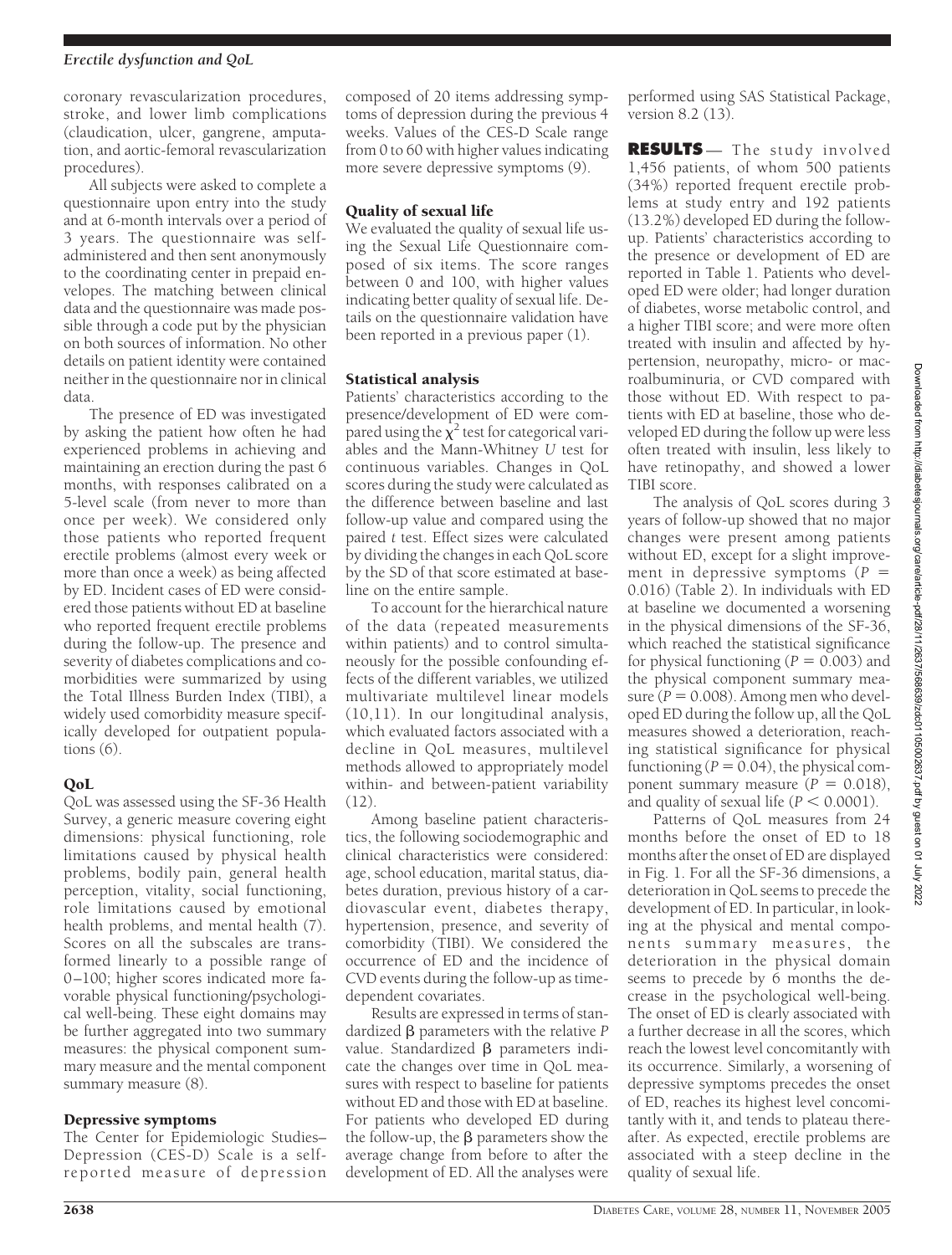coronary revascularization procedures, stroke, and lower limb complications (claudication, ulcer, gangrene, amputation, and aortic-femoral revascularization procedures).

All subjects were asked to complete a questionnaire upon entry into the study and at 6-month intervals over a period of 3 years. The questionnaire was self-administered and then sent anonymously to the coordinating center in prepaid envelopes. The matching between clinical data and the questionnaire was made possible through a code put by the physician on both sources of information. No other details on patient identity were contained neither in the questionnaire nor in clinical data.

The presence of ED was investigated by asking the patient how often he had experienced problems in achieving and maintaining an erection during the past 6 months, with responses calibrated on a 5-level scale (from never to more than once per week). We considered only those patients who reported frequent erectile problems (almost every week or more than once a week) as being affected by ED. Incident cases of ED were considered those patients without ED at baseline who reported frequent erectile problems during the follow-up. The presence and severity of diabetes complications and comorbidities were summarized by using the Total Illness Burden Index (TIBI), a widely used comorbidity measure specifically developed for outpatient populations (6).

### QoL

QoL was assessed using the SF-36 Health Survey, a generic measure covering eight dimensions: physical functioning, role limitations caused by physical health problems, bodily pain, general health perception, vitality, social functioning, role limitations caused by emotional health problems, and mental health (7). Scores on all the subscales are transformed linearly to a possible range of 0–100; higher scores indicated more favorable physical functioning/psychological well-being. These eight domains may be further aggregated into two summary measures: the physical component summary measure and the mental component summary measure (8).

### Depressive symptoms

The Center for Epidemiologic Studies–Depression (CES-D) Scale is a self-reported measure of depression composed of 20 items addressing symptoms of depression during the previous 4 weeks. Values of the CES-D Scale range from 0 to 60 with higher values indicating more severe depressive symptoms (9).

### Quality of sexual life

We evaluated the quality of sexual life using the Sexual Life Questionnaire composed of six items. The score ranges between 0 and 100, with higher values indicating better quality of sexual life. Details on the questionnaire validation have been reported in a previous paper (1).

### Statistical analysis

Patients' characteristics according to the presence/development of ED were compared using the $\chi^2$ test for categorical variables and the Mann-Whitney *U* test for continuous variables. Changes in QoL scores during the study were calculated as the difference between baseline and last follow-up value and compared using the paired *t* test. Effect sizes were calculated by dividing the changes in each QoL score by the SD of that score estimated at baseline on the entire sample.

To account for the hierarchical nature of the data (repeated measurements within patients) and to control simultaneously for the possible confounding effects of the different variables, we utilized multivariate multilevel linear models (10,11). In our longitudinal analysis, which evaluated factors associated with a decline in QoL measures, multilevel methods allowed to appropriately model within- and between-patient variability (12).

Among baseline patient characteristics, the following sociodemographic and clinical characteristics were considered: age, school education, marital status, diabetes duration, previous history of a cardiovascular event, diabetes therapy, hypertension, presence, and severity of comorbidity (TIBI). We considered the occurrence of ED and the incidence of CVD events during the follow-up as time-dependent covariates.

Results are expressed in terms of standardized $\beta$ parameters with the relative *P* value. Standardized $\beta$ parameters indicate the changes over time in QoL measures with respect to baseline for patients without ED and those with ED at baseline. For patients who developed ED during the follow-up, the $\beta$ parameters show the average change from before to after the development of ED. All the analyses were performed using SAS Statistical Package, version 8.2 (13).

## RESULTS

The study involved 1,456 patients, of whom 500 patients (34%) reported frequent erectile problems at study entry and 192 patients (13.2%) developed ED during the follow-up. Patients' characteristics according to the presence or development of ED are reported in Table 1. Patients who developed ED were older; had longer duration of diabetes, worse metabolic control, and a higher TIBI score; and were more often treated with insulin and affected by hypertension, neuropathy, micro- or macroalbuminuria, or CVD compared with those without ED. With respect to patients with ED at baseline, those who developed ED during the follow up were less often treated with insulin, less likely to have retinopathy, and showed a lower TIBI score.

The analysis of QoL scores during 3 years of follow-up showed that no major changes were present among patients without ED, except for a slight improvement in depressive symptoms ($P = 0.016$) (Table 2). In individuals with ED at baseline we documented a worsening in the physical dimensions of the SF-36, which reached the statistical significance for physical functioning ($P = 0.003$) and the physical component summary measure ($P = 0.008$). Among men who developed ED during the follow up, all the QoL measures showed a deterioration, reaching statistical significance for physical functioning ($P = 0.04$), the physical component summary measure ($P = 0.018$), and quality of sexual life ($P < 0.0001$).

Patterns of QoL measures from 24 months before the onset of ED to 18 months after the onset of ED are displayed in Fig. 1. For all the SF-36 dimensions, a deterioration in QoL seems to precede the development of ED. In particular, in looking at the physical and mental components summary measures, the deterioration in the physical domain seems to precede by 6 months the decrease in the psychological well-being. The onset of ED is clearly associated with a further decrease in all the scores, which reach the lowest level concomitantly with its occurrence. Similarly, a worsening of depressive symptoms precedes the onset of ED, reaches its highest level concomitantly with it, and tends to plateau thereafter. As expected, erectile problems are associated with a steep decline in the quality of sexual life.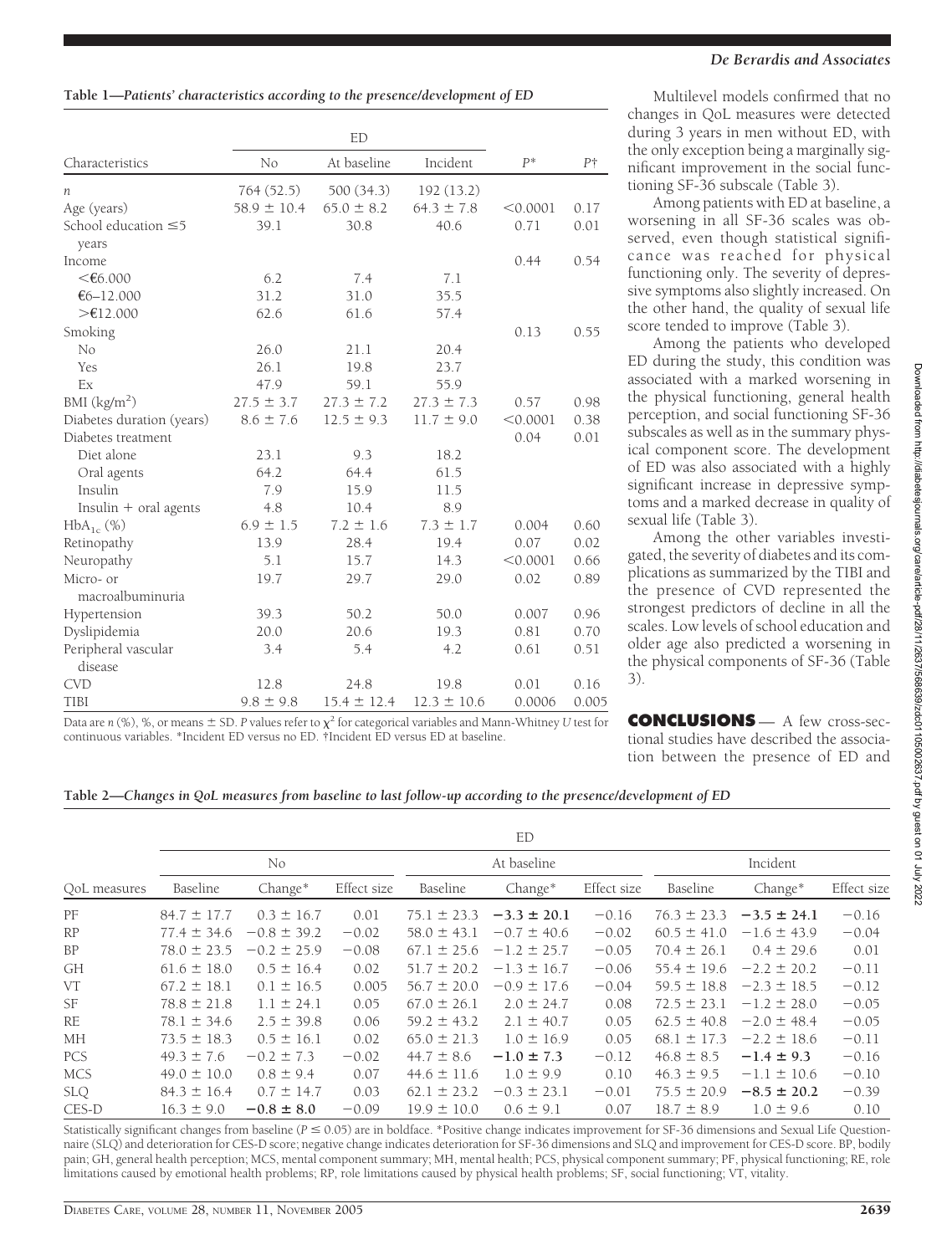**Table 1—Patients' characteristics according to the presence/development of ED**

| Characteristics | ED | | | | |
|---|---|---|---|---|---|
| | No | At baseline | Incident | P* | P† |
| n | 764 (52.5) | 500 (34.3) | 192 (13.2) | | |
| Age (years) | 58.9 ± 10.4 | 65.0 ± 8.2 | 64.3 ± 7.8 | <0.0001 | 0.17 |
| School education ≤5 years | 39.1 | 30.8 | 40.6 | 0.71 | 0.01 |
| Income | | | | 0.44 | 0.54 |
| <€6.000 | 6.2 | 7.4 | 7.1 | | |
| €6–12.000 | 31.2 | 31.0 | 35.5 | | |
| >€12.000 | 62.6 | 61.6 | 57.4 | | |
| Smoking | | | | 0.13 | 0.55 |
| No | 26.0 | 21.1 | 20.4 | | |
| Yes | 26.1 | 19.8 | 23.7 | | |
| Ex | 47.9 | 59.1 | 55.9 | | |
| BMI (kg/m$^2$) | 27.5 ± 3.7 | 27.3 ± 7.2 | 27.3 ± 7.3 | 0.57 | 0.98 |
| Diabetes duration (years) | 8.6 ± 7.6 | 12.5 ± 9.3 | 11.7 ± 9.0 | <0.0001 | 0.38 |
| Diabetes treatment | | | | 0.04 | 0.01 |
| Diet alone | 23.1 | 9.3 | 18.2 | | |
| Oral agents | 64.2 | 64.4 | 61.5 | | |
| Insulin | 7.9 | 15.9 | 11.5 | | |
| Insulin + oral agents | 4.8 | 10.4 | 8.9 | | |
| $HbA_{1c}$ (%) | 6.9 ± 1.5 | 7.2 ± 1.6 | 7.3 ± 1.7 | 0.004 | 0.60 |
| Retinopathy | 13.9 | 28.4 | 19.4 | 0.07 | 0.02 |
| Neuropathy | 5.1 | 15.7 | 14.3 | <0.0001 | 0.66 |
| Micro- or macroalbuminuria | 19.7 | 29.7 | 29.0 | 0.02 | 0.89 |
| Hypertension | 39.3 | 50.2 | 50.0 | 0.007 | 0.96 |
| Dyslipidemia | 20.0 | 20.6 | 19.3 | 0.81 | 0.70 |
| Peripheral vascular disease | 3.4 | 5.4 | 4.2 | 0.61 | 0.51 |
| CVD | 12.8 | 24.8 | 19.8 | 0.01 | 0.16 |
| TIBI | 9.8 ± 9.8 | 15.4 ± 12.4 | 12.3 ± 10.6 | 0.0006 | 0.005 |

Data are n (%), %, or means ± SD. P values refer to $\chi^2$ for categorical variables and Mann-Whitney U test for continuous variables. *Incident ED versus no ED. †Incident ED versus ED at baseline.

Multilevel models confirmed that no changes in QoL measures were detected during 3 years in men without ED, with the only exception being a marginally significant improvement in the social functioning SF-36 subscale (Table 3).

Among patients with ED at baseline, a worsening in all SF-36 scales was observed, even though statistical significance was reached for physical functioning only. The severity of depressive symptoms also slightly increased. On the other hand, the quality of sexual life score tended to improve (Table 3).

Among the patients who developed ED during the study, this condition was associated with a marked worsening in the physical functioning, general health perception, and social functioning SF-36 subscales as well as in the summary physical component score. The development of ED was also associated with a highly significant increase in depressive symptoms and a marked decrease in quality of sexual life (Table 3).

Among the other variables investigated, the severity of diabetes and its complications as summarized by the TIBI and the presence of CVD represented the strongest predictors of decline in all the scales. Low levels of school education and older age also predicted a worsening in the physical components of SF-36 (Table 3).

**CONCLUSIONS** — A few cross-sectional studies have described the association between the presence of ED and

**Table 2—Changes in QoL measures from baseline to last follow-up according to the presence/development of ED**

| QoL measures | ED | | | | | | | | |
|---|---|---|---|---|---|---|---|---|---|
| | No | | | At baseline | | | Incident | | |
| | Baseline | Change* | Effect size | Baseline | Change* | Effect size | Baseline | Change* | Effect size |
| PF | 84.7 ± 17.7 | 0.3 ± 16.7 | 0.01 | 75.1 ± 23.3 | **−3.3 ± 20.1** | −0.16 | 76.3 ± 23.3 | **−3.5 ± 24.1** | −0.16 |
| RP | 77.4 ± 34.6 | −0.8 ± 39.2 | −0.02 | 58.0 ± 43.1 | −0.7 ± 40.6 | −0.02 | 60.5 ± 41.0 | −1.6 ± 43.9 | −0.04 |
| BP | 78.0 ± 23.5 | −0.2 ± 25.9 | −0.08 | 67.1 ± 25.6 | −1.2 ± 25.7 | −0.05 | 70.4 ± 26.1 | 0.4 ± 29.6 | 0.01 |
| GH | 61.6 ± 18.0 | 0.5 ± 16.4 | 0.02 | 51.7 ± 20.2 | −1.3 ± 16.7 | −0.06 | 55.4 ± 19.6 | −2.2 ± 20.2 | −0.11 |
| VT | 67.2 ± 18.1 | 0.1 ± 16.5 | 0.005 | 56.7 ± 20.0 | −0.9 ± 17.6 | −0.04 | 59.5 ± 18.8 | −2.3 ± 18.5 | −0.12 |
| SF | 78.8 ± 21.8 | 1.1 ± 24.1 | 0.05 | 67.0 ± 26.1 | 2.0 ± 24.7 | 0.08 | 72.5 ± 23.1 | −1.2 ± 28.0 | −0.05 |
| RE | 78.1 ± 34.6 | 2.5 ± 39.8 | 0.06 | 59.2 ± 43.2 | 2.1 ± 40.7 | 0.05 | 62.5 ± 40.8 | −2.0 ± 48.4 | −0.05 |
| MH | 73.5 ± 18.3 | 0.5 ± 16.1 | 0.02 | 65.0 ± 21.3 | 1.0 ± 16.9 | 0.05 | 68.1 ± 17.3 | −2.2 ± 18.6 | −0.11 |
| PCS | 49.3 ± 7.6 | −0.2 ± 7.3 | −0.02 | 44.7 ± 8.6 | **−1.0 ± 7.3** | −0.12 | 46.8 ± 8.5 | **−1.4 ± 9.3** | −0.16 |
| MCS | 49.0 ± 10.0 | 0.8 ± 9.4 | 0.07 | 44.6 ± 11.6 | 1.0 ± 9.9 | 0.10 | 46.3 ± 9.5 | −1.1 ± 10.6 | −0.10 |
| SLQ | 84.3 ± 16.4 | 0.7 ± 14.7 | 0.03 | 62.1 ± 23.2 | −0.3 ± 23.1 | −0.01 | 75.5 ± 20.9 | **−8.5 ± 20.2** | −0.39 |
| CES-D | 16.3 ± 9.0 | **−0.8 ± 8.0** | −0.09 | 19.9 ± 10.0 | 0.6 ± 9.1 | 0.07 | 18.7 ± 8.9 | 1.0 ± 9.6 | 0.10 |

Statistically significant changes from baseline ($P \leq 0.05$) are in boldface. *Positive change indicates improvement for SF-36 dimensions and Sexual Life Questionnaire (SLQ) and deterioration for CES-D score; negative change indicates deterioration for SF-36 dimensions and SLQ and improvement for CES-D score. BP, bodily pain; GH, general health perception; MCS, mental component summary; MH, mental health; PCS, physical component summary; PF, physical functioning; RE, role limitations caused by emotional health problems; RP, role limitations caused by physical health problems; SF, social functioning; VT, vitality.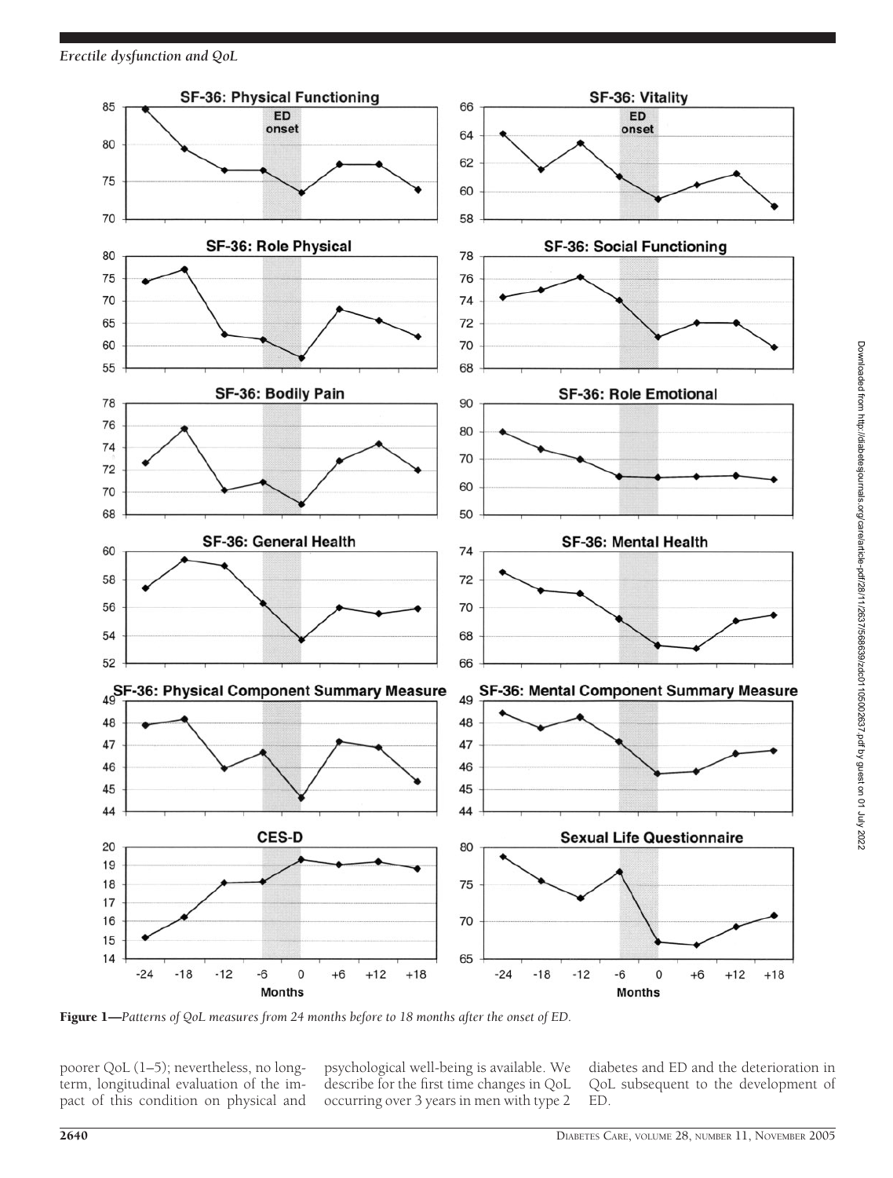Figure 1—*Patterns of QoL measures from 24 months before to 18 months after the onset of ED.*

poorer QoL (1–5); nevertheless, no long-term, longitudinal evaluation of the impact of this condition on physical and psychological well-being is available. We describe for the first time changes in QoL occurring over 3 years in men with type 2 diabetes and ED and the deterioration in QoL subsequent to the development of ED.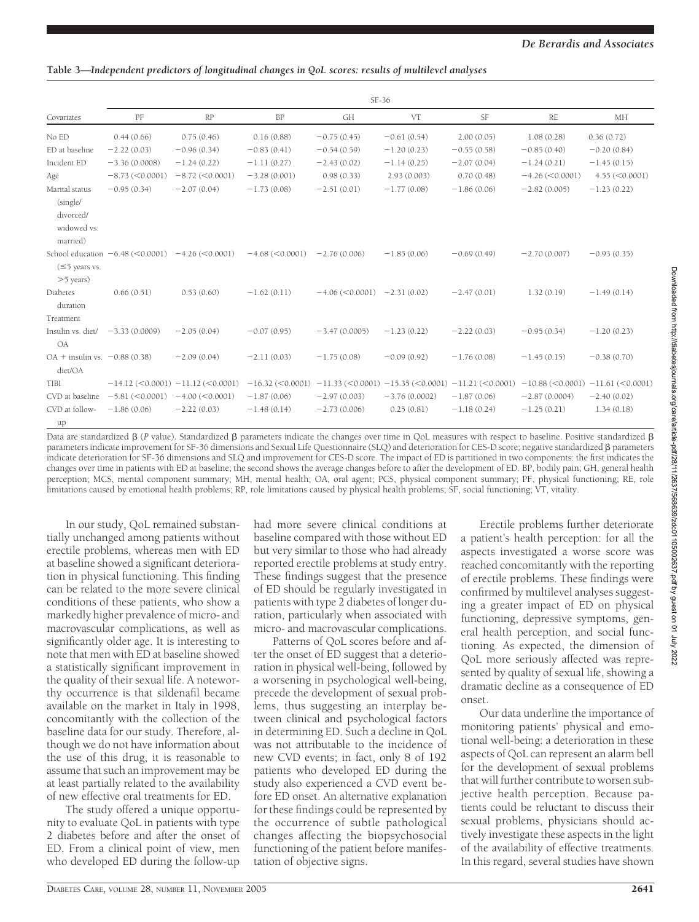**Table 3—Independent predictors of longitudinal changes in QoL scores: results of multilevel analyses**

| Covariates | SF-36 | | | | | | | |
|---|---|---|---|---|---|---|---|---|
| | PF | RP | BP | GH | VT | SF | RE | MH |
| No ED | 0.44 (0.66) | 0.75 (0.46) | 0.16 (0.88) | −0.75 (0.45) | −0.61 (0.54) | 2.00 (0.05) | 1.08 (0.28) | 0.36 (0.72) |
| ED at baseline | −2.22 (0.03) | −0.96 (0.34) | −0.83 (0.41) | −0.54 (0.59) | −1.20 (0.23) | −0.55 (0.58) | −0.85 (0.40) | −0.20 (0.84) |
| Incident ED | −3.36 (0.0008) | −1.24 (0.22) | −1.11 (0.27) | −2.43 (0.02) | −1.14 (0.25) | −2.07 (0.04) | −1.24 (0.21) | −1.45 (0.15) |
| Age | −8.73 (<0.0001) | −8.72 (<0.0001) | −3.28 (0.001) | 0.98 (0.33) | 2.93 (0.003) | 0.70 (0.48) | −4.26 (<0.0001) | 4.55 (<0.0001) |
| Marital status (single/divorced/widowed vs. married) | −0.95 (0.34) | −2.07 (0.04) | −1.73 (0.08) | −2.51 (0.01) | −1.77 (0.08) | −1.86 (0.06) | −2.82 (0.005) | −1.23 (0.22) |
| School education (≤5 years vs. >5 years) | −6.48 (<0.0001) | −4.26 (<0.0001) | −4.68 (<0.0001) | −2.76 (0.006) | −1.85 (0.06) | −0.69 (0.49) | −2.70 (0.007) | −0.93 (0.35) |
| Diabetes duration | 0.66 (0.51) | 0.53 (0.60) | −1.62 (0.11) | −4.06 (<0.0001) | −2.31 (0.02) | −2.47 (0.01) | 1.32 (0.19) | −1.49 (0.14) |
| Treatment | | | | | | | | |
| Insulin vs. diet/OA | −3.33 (0.0009) | −2.05 (0.04) | −0.07 (0.95) | −3.47 (0.0005) | −1.23 (0.22) | −2.22 (0.03) | −0.95 (0.34) | −1.20 (0.23) |
| OA + insulin vs. diet/OA | −0.88 (0.38) | −2.09 (0.04) | −2.11 (0.03) | −1.75 (0.08) | −0.09 (0.92) | −1.76 (0.08) | −1.45 (0.15) | −0.38 (0.70) |
| TIBI | −14.12 (<0.0001) | −11.12 (<0.0001) | −16.32 (<0.0001) | −11.33 (<0.0001) | −15.35 (<0.0001) | −11.21 (<0.0001) | −10.88 (<0.0001) | −11.61 (<0.0001) |
| CVD at baseline | −5.81 (<0.0001) | −4.00 (<0.0001) | −1.87 (0.06) | −2.97 (0.003) | −3.76 (0.0002) | −1.87 (0.06) | −2.87 (0.0004) | −2.40 (0.02) |
| CVD at follow-up | −1.86 (0.06) | −2.22 (0.03) | −1.48 (0.14) | −2.73 (0.006) | 0.25 (0.81) | −1.18 (0.24) | −1.25 (0.21) | 1.34 (0.18) |

Data are standardized β (*P* value). Standardized β parameters indicate the changes over time in QoL measures with respect to baseline. Positive standardized β parameters indicate improvement for SF-36 dimensions and Sexual Life Questionnaire (SLQ) and deterioration for CES-D score; negative standardized β parameters indicate deterioration for SF-36 dimensions and SLQ and improvement for CES-D score. The impact of ED is partitioned in two components: the first indicates the changes over time in patients with ED at baseline; the second shows the average changes before to after the development of ED. BP, bodily pain; GH, general health perception; MCS, mental component summary; MH, mental health; OA, oral agent; PCS, physical component summary; PF, physical functioning; RE, role limitations caused by emotional health problems; RP, role limitations caused by physical health problems; SF, social functioning; VT, vitality.

In our study, QoL remained substantially unchanged among patients without erectile problems, whereas men with ED at baseline showed a significant deterioration in physical functioning. This finding can be related to the more severe clinical conditions of these patients, who show a markedly higher prevalence of micro- and macrovascular complications, as well as significantly older age. It is interesting to note that men with ED at baseline showed a statistically significant improvement in the quality of their sexual life. A noteworthy occurrence is that sildenafil became available on the market in Italy in 1998, concomitantly with the collection of the baseline data for our study. Therefore, although we do not have information about the use of this drug, it is reasonable to assume that such an improvement may be at least partially related to the availability of new effective oral treatments for ED.

The study offered a unique opportunity to evaluate QoL in patients with type 2 diabetes before and after the onset of ED. From a clinical point of view, men who developed ED during the follow-up had more severe clinical conditions at baseline compared with those without ED but very similar to those who had already reported erectile problems at study entry. These findings suggest that the presence of ED should be regularly investigated in patients with type 2 diabetes of longer duration, particularly when associated with micro- and macrovascular complications.

Patterns of QoL scores before and after the onset of ED suggest that a deterioration in physical well-being, followed by a worsening in psychological well-being, precede the development of sexual problems, thus suggesting an interplay between clinical and psychological factors in determining ED. Such a decline in QoL was not attributable to the incidence of new CVD events; in fact, only 8 of 192 patients who developed ED during the study also experienced a CVD event before ED onset. An alternative explanation for these findings could be represented by the occurrence of subtle pathological changes affecting the biopsychosocial functioning of the patient before manifestation of objective signs.

Erectile problems further deteriorate a patient's health perception: for all the aspects investigated a worse score was reached concomitantly with the reporting of erectile problems. These findings were confirmed by multilevel analyses suggesting a greater impact of ED on physical functioning, depressive symptoms, general health perception, and social functioning. As expected, the dimension of QoL more seriously affected was represented by quality of sexual life, showing a dramatic decline as a consequence of ED onset.

Our data underline the importance of monitoring patients' physical and emotional well-being: a deterioration in these aspects of QoL can represent an alarm bell for the development of sexual problems that will further contribute to worsen subjective health perception. Because patients could be reluctant to discuss their sexual problems, physicians should actively investigate these aspects in the light of the availability of effective treatments. In this regard, several studies have shown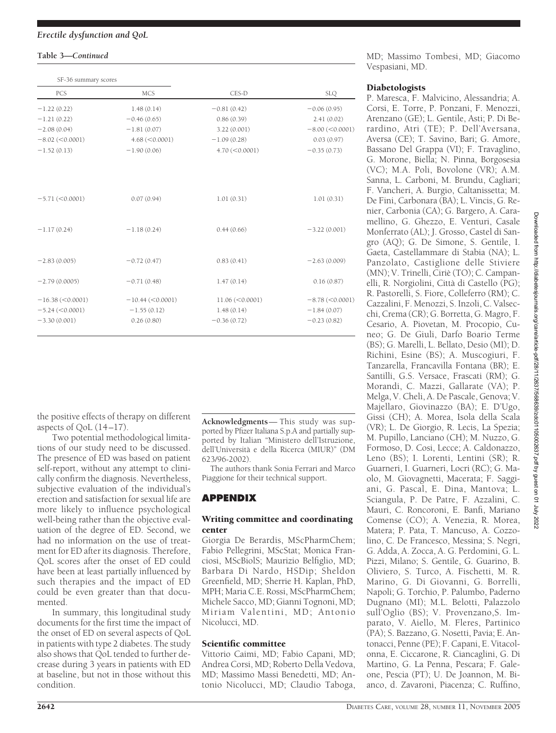**Table 3—Continued**

| SF-36 summary scores | | | |
|---|---|---|---|
| PCS | MCS | CES-D | SLQ |
| −1.22 (0.22) | 1.48 (0.14) | −0.81 (0.42) | −0.06 (0.95) |
| −1.21 (0.22) | −0.46 (0.65) | 0.86 (0.39) | 2.41 (0.02) |
| −2.08 (0.04) | −1.81 (0.07) | 3.22 (0.001) | −8.00 (<0.0001) |
| −8.02 (<0.0001) | 4.68 (<0.0001) | −1.09 (0.28) | 0.03 (0.97) |
| −1.52 (0.13) | −1.90 (0.06) | 4.70 (<0.0001) | −0.35 (0.73) |
| −5.71 (<0.0001) | 0.07 (0.94) | 1.01 (0.31) | 1.01 (0.31) |
| −1.17 (0.24) | −1.18 (0.24) | 0.44 (0.66) | −3.22 (0.001) |
| −2.83 (0.005) | −0.72 (0.47) | 0.83 (0.41) | −2.63 (0.009) |
| −2.79 (0.0005) | −0.71 (0.48) | 1.47 (0.14) | 0.16 (0.87) |
| −16.38 (<0.0001) | −10.44 (<0.0001) | 11.06 (<0.0001) | −8.78 (<0.0001) |
| −5.24 (<0.0001) | −1.55 (0.12) | 1.48 (0.14) | −1.84 (0.07) |
| −3.30 (0.001) | 0.26 (0.80) | −0.36 (0.72) | −0.23 (0.82) |

the positive effects of therapy on different aspects of QoL (14–17).

Two potential methodological limitations of our study need to be discussed. The presence of ED was based on patient self-report, without any attempt to clinically confirm the diagnosis. Nevertheless, subjective evaluation of the individual's erection and satisfaction for sexual life are more likely to influence psychological well-being rather than the objective evaluation of the degree of ED. Second, we had no information on the use of treatment for ED after its diagnosis. Therefore, QoL scores after the onset of ED could have been at least partially influenced by such therapies and the impact of ED could be even greater than that documented.

In summary, this longitudinal study documents for the first time the impact of the onset of ED on several aspects of QoL in patients with type 2 diabetes. The study also shows that QoL tended to further decrease during 3 years in patients with ED at baseline, but not in those without this condition.

**Acknowledgments**— This study was supported by Pfizer Italiana S.p.A and partially supported by Italian "Ministero dell'Istruzione, dell'Università e della Ricerca (MIUR)" (DM 623/96-2002).

The authors thank Sonia Ferrari and Marco Piaggione for their technical support.

## APPENDIX

### Writing committee and coordinating center

Giorgia De Berardis, MScPharmChem; Fabio Pellegrini, MScStat; Monica Franciosi, MScBiolS; Maurizio Belfiglio, MD; Barbara Di Nardo, HSDip; Sheldon Greenfield, MD; Sherrie H. Kaplan, PhD, MPH; Maria C.E. Rossi, MScPharmChem; Michele Sacco, MD; Gianni Tognoni, MD; Miriam Valentini, MD; Antonio Nicolucci, MD.

### Scientific committee

Vittorio Caimi, MD; Fabio Capani, MD; Andrea Corsi, MD; Roberto Della Vedova, MD; Massimo Massi Benedetti, MD; Antonio Nicolucci, MD; Claudio Taboga, MD; Massimo Tombesi, MD; Giacomo Vespasiani, MD.

### Diabetologists

P. Maresca, F. Malvicino, Alessandria; A. Corsi, E. Torre, P. Ponzani, F. Menozzi, Arenzano (GE); L. Gentile, Asti; P. Di Berardino, Atri (TE); P. Dell'Aversana, Aversa (CE); T. Savino, Bari; G. Amore, Bassano Del Grappa (VI); F. Travaglino, G. Morone, Biella; N. Pinna, Borgosesia (VC); M.A. Poli, Bovolone (VR); A.M. Sanna, L. Carboni, M. Brundu, Cagliari; F. Vancheri, A. Burgio, Caltanissetta; M. De Fini, Carbonara (BA); L. Vincis, G. Renier, Carbonia (CA); G. Bargero, A. Caramellino, G. Ghezzo, E. Venturi, Casale Monferrato (AL); J. Grosso, Castel di Sangro (AQ); G. De Simone, S. Gentile, I. Gaeta, Castellammare di Stabia (NA); L. Panzolato, Castiglione delle Stiviere (MN); V. Trinelli, Ciriè (TO); C. Campanelli, R. Norgiolini, Città di Castello (PG); R. Pastorelli, S. Fiore, Colleferro (RM); C. Cazzalini, F. Menozzi, S. Inzoli, C. Valsecchi, Crema (CR); G. Borretta, G. Magro, F. Cesario, A. Piovetan, M. Procopio, Cuneo; G. De Giuli, Darfo Boario Terme (BS); G. Marelli, L. Bellato, Desio (MI); D. Richini, Esine (BS); A. Muscogiuri, F. Tanzarella, Francavilla Fontana (BR); E. Santilli, G.S. Versace, Frascati (RM); G. Morandi, C. Mazzi, Gallarate (VA); P. Melga, V. Cheli, A. De Pascale, Genova; V. Majellaro, Giovinazzo (BA); E. D'Ugo, Gissi (CH); A. Morea, Isola della Scala (VR); L. De Giorgio, R. Lecis, La Spezia; M. Pupillo, Lanciano (CH); M. Nuzzo, G. Formoso, D. Cosi, Lecce; A. Caldonazzo, Leno (BS); I. Lorenti, Lentini (SR); R. Guarneri, I. Guarneri, Locri (RC); G. Maolo, M. Giovagnetti, Macerata; F. Saggiani, G. Pascal, E. Dina, Mantova; L. Sciangula, P. De Patre, F. Azzalini, C. Mauri, C. Roncoroni, E. Banfi, Mariano Comense (CO); A. Venezia, R. Morea, Matera; P. Pata, T. Mancuso, A. Cozzolino, C. De Francesco, Messina; S. Negri, G. Adda, A. Zocca, A. G. Perdomini, G. L. Pizzi, Milano; S. Gentile, G. Guarino, B. Oliviero, S. Turco, A. Fischetti, M. R. Marino, G. Di Giovanni, G. Borrelli, Napoli; G. Torchio, P. Palumbo, Paderno Dugnano (MI); M.L. Belotti, Palazzolo sull'Oglio (BS); V. Provenzano,S. Imparato, V. Aiello, M. Fleres, Partinico (PA); S. Bazzano, G. Nosetti, Pavia; E. Antonacci, Penne (PE); F. Capani, E. Vitacolonna, E. Ciccarone, R. Ciancaglini, G. Di Martino, G. La Penna, Pescara; F. Galeone, Pescia (PT); U. De Joannon, M. Bianco, d. Zavaroni, Piacenza; C. Ruffino,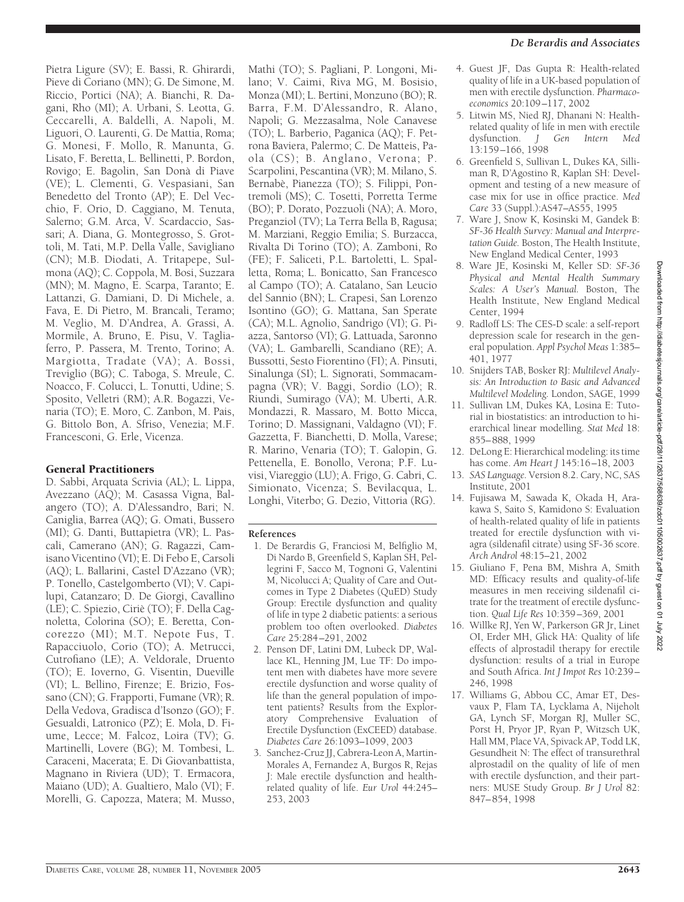Pietra Ligure (SV); E. Bassi, R. Ghirardi, Pieve di Coriano (MN); G. De Simone, M. Riccio, Portici (NA); A. Bianchi, R. Dagani, Rho (MI); A. Urbani, S. Leotta, G. Ceccarelli, A. Baldelli, A. Napoli, M. Liguori, O. Laurenti, G. De Mattia, Roma; G. Monesi, F. Mollo, R. Manunta, G. Lisato, F. Beretta, L. Bellinetti, P. Bordon, Rovigo; E. Bagolin, San Donà di Piave (VE); L. Clementi, G. Vespasiani, San Benedetto del Tronto (AP); E. Del Vecchio, F. Orio, D. Caggiano, M. Tenuta, Salerno; G.M. Arca, V. Scardaccio, Sassari; A. Diana, G. Montegrosso, S. Grottoli, M. Tati, M.P. Della Valle, Savigliano (CN); M.B. Diodati, A. Tritapepe, Sulmona (AQ); C. Coppola, M. Bosi, Suzzara (MN); M. Magno, E. Scarpa, Taranto; E. Lattanzi, G. Damiani, D. Di Michele, a. Fava, E. Di Pietro, M. Brancali, Teramo; M. Veglio, M. D'Andrea, A. Grassi, A. Mormile, A. Bruno, E. Pisu, V. Tagliaferro, P. Passera, M. Trento, Torino; A. Margiotta, Tradate (VA); A. Bossi, Treviglio (BG); C. Taboga, S. Mreule, C. Noacco, F. Colucci, L. Tonutti, Udine; S. Sposito, Velletri (RM); A.R. Bogazzi, Venaria (TO); E. Moro, C. Zanbon, M. Pais, G. Bittolo Bon, A. Sfriso, Venezia; M.F. Francesconi, G. Erle, Vicenza.

## General Practitioners

D. Sabbi, Arquata Scrivia (AL); L. Lippa, Avezzano (AQ); M. Casassa Vigna, Balangero (TO); A. D'Alessandro, Bari; N. Caniglia, Barrea (AQ); G. Omati, Bussero (MI); G. Danti, Buttapietra (VR); L. Pascali, Camerano (AN); G. Ragazzi, Camisano Vicentino (VI); E. Di Febo E, Carsoli (AQ); L. Ballarini, Castel D'Azzano (VR); P. Tonello, Castelgomberto (VI); V. Capilupi, Catanzaro; D. De Giorgi, Cavallino (LE); C. Spiezio, Ciriè (TO); F. Della Cagnoletta, Colorina (SO); E. Beretta, Concorezzo (MI); M.T. Nepote Fus, T. Rapacciuolo, Corio (TO); A. Metrucci, Cutrofiano (LE); A. Veldorale, Druento (TO); E. Ioverno, G. Visentin, Dueville (VI); L. Bellino, Firenze; E. Brizio, Fossano (CN); G. Frapporti, Fumane (VR); R. Della Vedova, Gradisca d'Isonzo (GO); F. Gesualdi, Latronico (PZ); E. Mola, D. Fiume, Lecce; M. Falcoz, Loira (TV); G. Martinelli, Lovere (BG); M. Tombesi, L. Caraceni, Macerata; E. Di Giovanbattista, Magnano in Riviera (UD); T. Ermacora, Maiano (UD); A. Gualtiero, Malo (VI); F. Morelli, G. Capozza, Matera; M. Musso, Mathi (TO); S. Pagliani, P. Longoni, Milano; V. Caimi, Riva MG, M. Bosisio, Monza (MI); L. Bertini, Monzuno (BO); R. Barra, F.M. D'Alessandro, R. Alano, Napoli; G. Mezzasalma, Nole Canavese (TO); L. Barberio, Paganica (AQ); F. Petrona Baviera, Palermo; C. De Matteis, Paola (CS); B. Anglano, Verona; P. Scarpolini, Pescantina (VR); M. Milano, S. Bernabè, Pianezza (TO); S. Filippi, Pontremoli (MS); C. Tosetti, Porretta Terme (BO); P. Dorato, Pozzuoli (NA); A. Moro, Preganziol (TV); La Terra Bella B, Ragusa; M. Marziani, Reggio Emilia; S. Burzacca, Rivalta Di Torino (TO); A. Zamboni, Ro (FE); F. Saliceti, P.L. Bartoletti, L. Spalletta, Roma; L. Bonicatto, San Francesco al Campo (TO); A. Catalano, San Leucio del Sannio (BN); L. Crapesi, San Lorenzo Isontino (GO); G. Mattana, San Sperate (CA); M.L. Agnolio, Sandrigo (VI); G. Piazza, Santorso (VI); G. Lattuada, Saronno (VA); L. Gambarelli, Scandiano (RE); A. Bussotti, Sesto Fiorentino (FI); A. Pinsuti, Sinalunga (SI); L. Signorati, Sommacampagna (VR); V. Baggi, Sordio (LO); R. Riundi, Sumirago (VA); M. Uberti, A.R. Mondazzi, R. Massaro, M. Botto Micca, Torino; D. Massignani, Valdagno (VI); F. Gazzetta, F. Bianchetti, D. Molla, Varese; R. Marino, Venaria (TO); T. Galopin, G. Pettenella, E. Bonollo, Verona; P.F. Luvisi, Viareggio (LU); A. Frigo, G. Cabri, C. Simionato, Vicenza; S. Bevilacqua, L. Longhi, Viterbo; G. Dezio, Vittoria (RG).

## References

1. De Berardis G, Franciosi M, Belfiglio M, Di Nardo B, Greenfield S, Kaplan SH, Pellegrini F, Sacco M, Tognoni G, Valentini M, Nicolucci A; Quality of Care and Outcomes in Type 2 Diabetes (QuED) Study Group: Erectile dysfunction and quality of life in type 2 diabetic patients: a serious problem too often overlooked. *Diabetes Care* 25:284–291, 2002
2. Penson DF, Latini DM, Lubeck DP, Wallace KL, Henning JM, Lue TF: Do impotent men with diabetes have more severe erectile dysfunction and worse quality of life than the general population of impotent patients? Results from the Exploratory Comprehensive Evaluation of Erectile Dysfunction (ExCEED) database. *Diabetes Care* 26:1093–1099, 2003
3. Sanchez-Cruz JJ, Cabrera-Leon A, Martin-Morales A, Fernandez A, Burgos R, Rejas J: Male erectile dysfunction and health-related quality of life. *Eur Urol* 44:245–253, 2003
4. Guest JF, Das Gupta R: Health-related quality of life in a UK-based population of men with erectile dysfunction. *Pharmacoeconomics* 20:109–117, 2002
5. Litwin MS, Nied RJ, Dhanani N: Health-related quality of life in men with erectile dysfunction. *J Gen Intern Med* 13:159–166, 1998
6. Greenfield S, Sullivan L, Dukes KA, Silliman R, D'Agostino R, Kaplan SH: Development and testing of a new measure of case mix for use in office practice. *Med Care* 33 (Suppl.):AS47–AS55, 1995
7. Ware J, Snow K, Kosinski M, Gandek B: *SF-36 Health Survey: Manual and Interpretation Guide.* Boston, The Health Institute, New England Medical Center, 1993
8. Ware JE, Kosinski M, Keller SD: *SF-36 Physical and Mental Health Summary Scales: A User's Manual.* Boston, The Health Institute, New England Medical Center, 1994
9. Radloff LS: The CES-D scale: a self-report depression scale for research in the general population. *Appl Psychol Meas* 1:385–401, 1977
10. Snijders TAB, Bosker RJ: *Multilevel Analysis: An Introduction to Basic and Advanced Multilevel Modeling.* London, SAGE, 1999
11. Sullivan LM, Dukes KA, Losina E: Tutorial in biostatistics: an introduction to hierarchical linear modelling. *Stat Med* 18: 855–888, 1999
12. DeLong E: Hierarchical modeling: its time has come. *Am Heart J* 145:16–18, 2003
13. *SAS Language.* Version 8.2. Cary, NC, SAS Institute, 2001
14. Fujisawa M, Sawada K, Okada H, Arakawa S, Saito S, Kamidono S: Evaluation of health-related quality of life in patients treated for erectile dysfunction with viagra (sildenafil citrate) using SF-36 score. *Arch Androl* 48:15–21, 2002
15. Giuliano F, Pena BM, Mishra A, Smith MD: Efficacy results and quality-of-life measures in men receiving sildenafil citrate for the treatment of erectile dysfunction. *Qual Life Res* 10:359–369, 2001
16. Willke RJ, Yen W, Parkerson GR Jr, Linet OI, Erder MH, Glick HA: Quality of life effects of alprostadil therapy for erectile dysfunction: results of a trial in Europe and South Africa. *Int J Impot Res* 10:239–246, 1998
17. Williams G, Abbou CC, Amar ET, Desvaux P, Flam TA, Lycklama A, Nijeholt GA, Lynch SF, Morgan RJ, Muller SC, Porst H, Pryor JP, Ryan P, Witzsch UK, Hall MM, Place VA, Spivack AP, Todd LK, Gesundheit N: The effect of transurethral alprostadil on the quality of life of men with erectile dysfunction, and their partners: MUSE Study Group. *Br J Urol* 82: 847–854, 1998